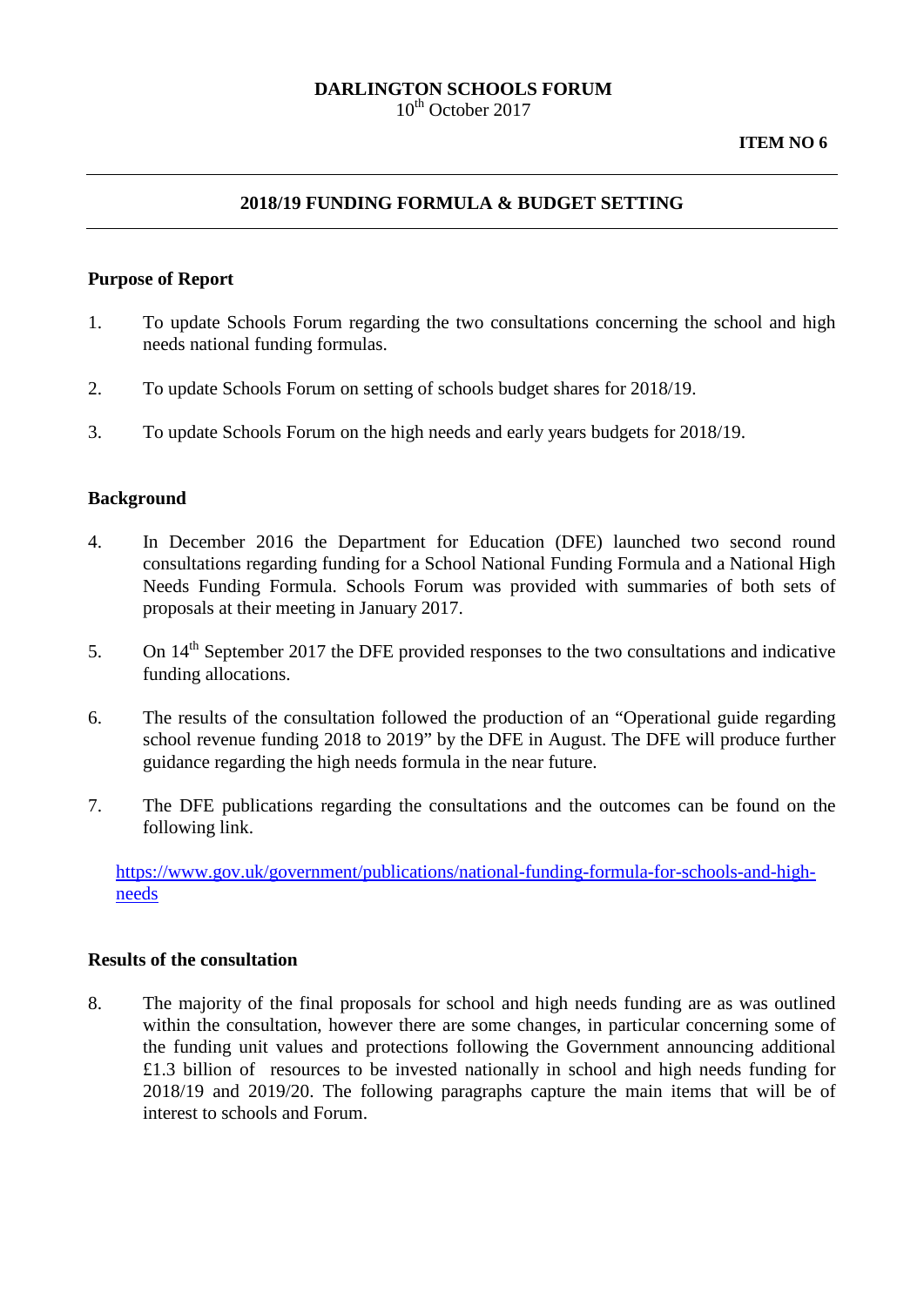**DARLINGTON SCHOOLS FORUM**
10th October 2017

**ITEM NO 6**

---

## 2018/19 FUNDING FORMULA & BUDGET SETTING

---

### Purpose of Report

1. To update Schools Forum regarding the two consultations concerning the school and high needs national funding formulas.

2. To update Schools Forum on setting of schools budget shares for 2018/19.

3. To update Schools Forum on the high needs and early years budgets for 2018/19.

### Background

4. In December 2016 the Department for Education (DFE) launched two second round consultations regarding funding for a School National Funding Formula and a National High Needs Funding Formula. Schools Forum was provided with summaries of both sets of proposals at their meeting in January 2017.

5. On 14th September 2017 the DFE provided responses to the two consultations and indicative funding allocations.

6. The results of the consultation followed the production of an "Operational guide regarding school revenue funding 2018 to 2019" by the DFE in August. The DFE will produce further guidance regarding the high needs formula in the near future.

7. The DFE publications regarding the consultations and the outcomes can be found on the following link.

   [https://www.gov.uk/government/publications/national-funding-formula-for-schools-and-high-needs](https://www.gov.uk/government/publications/national-funding-formula-for-schools-and-high-needs)

### Results of the consultation

8. The majority of the final proposals for school and high needs funding are as was outlined within the consultation, however there are some changes, in particular concerning some of the funding unit values and protections following the Government announcing additional £1.3 billion of resources to be invested nationally in school and high needs funding for 2018/19 and 2019/20. The following paragraphs capture the main items that will be of interest to schools and Forum.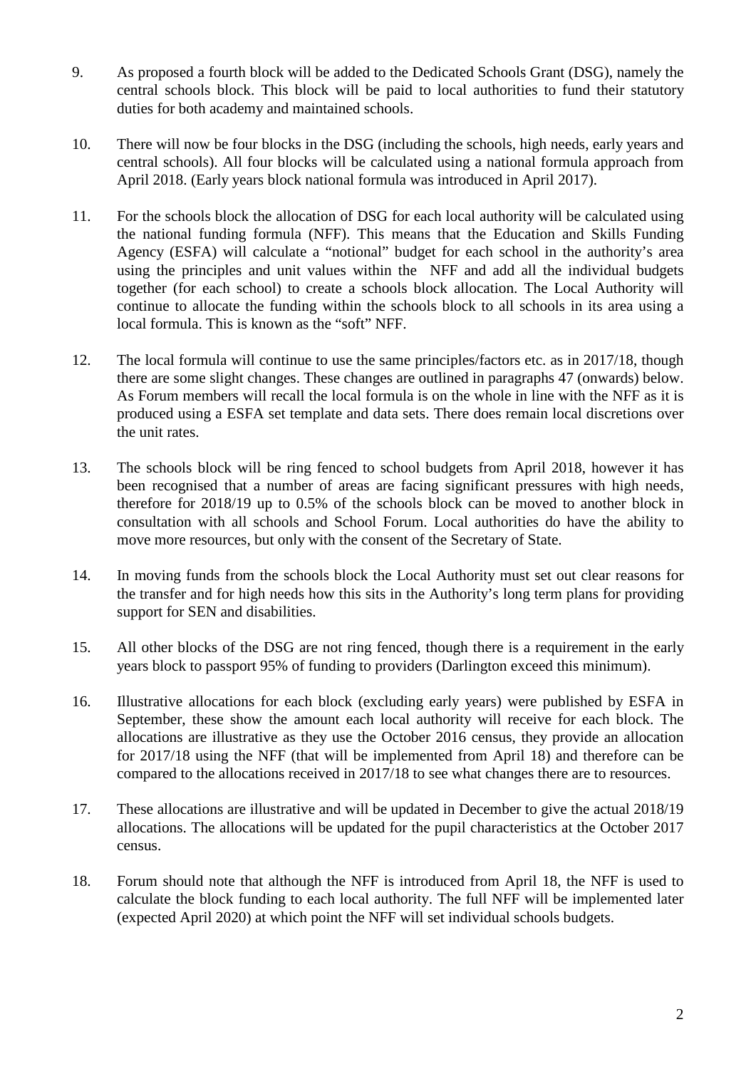9. As proposed a fourth block will be added to the Dedicated Schools Grant (DSG), namely the central schools block. This block will be paid to local authorities to fund their statutory duties for both academy and maintained schools.

10. There will now be four blocks in the DSG (including the schools, high needs, early years and central schools). All four blocks will be calculated using a national formula approach from April 2018. (Early years block national formula was introduced in April 2017).

11. For the schools block the allocation of DSG for each local authority will be calculated using the national funding formula (NFF). This means that the Education and Skills Funding Agency (ESFA) will calculate a "notional" budget for each school in the authority's area using the principles and unit values within the NFF and add all the individual budgets together (for each school) to create a schools block allocation. The Local Authority will continue to allocate the funding within the schools block to all schools in its area using a local formula. This is known as the "soft" NFF.

12. The local formula will continue to use the same principles/factors etc. as in 2017/18, though there are some slight changes. These changes are outlined in paragraphs 47 (onwards) below. As Forum members will recall the local formula is on the whole in line with the NFF as it is produced using a ESFA set template and data sets. There does remain local discretions over the unit rates.

13. The schools block will be ring fenced to school budgets from April 2018, however it has been recognised that a number of areas are facing significant pressures with high needs, therefore for 2018/19 up to 0.5% of the schools block can be moved to another block in consultation with all schools and School Forum. Local authorities do have the ability to move more resources, but only with the consent of the Secretary of State.

14. In moving funds from the schools block the Local Authority must set out clear reasons for the transfer and for high needs how this sits in the Authority's long term plans for providing support for SEN and disabilities.

15. All other blocks of the DSG are not ring fenced, though there is a requirement in the early years block to passport 95% of funding to providers (Darlington exceed this minimum).

16. Illustrative allocations for each block (excluding early years) were published by ESFA in September, these show the amount each local authority will receive for each block. The allocations are illustrative as they use the October 2016 census, they provide an allocation for 2017/18 using the NFF (that will be implemented from April 18) and therefore can be compared to the allocations received in 2017/18 to see what changes there are to resources.

17. These allocations are illustrative and will be updated in December to give the actual 2018/19 allocations. The allocations will be updated for the pupil characteristics at the October 2017 census.

18. Forum should note that although the NFF is introduced from April 18, the NFF is used to calculate the block funding to each local authority. The full NFF will be implemented later (expected April 2020) at which point the NFF will set individual schools budgets.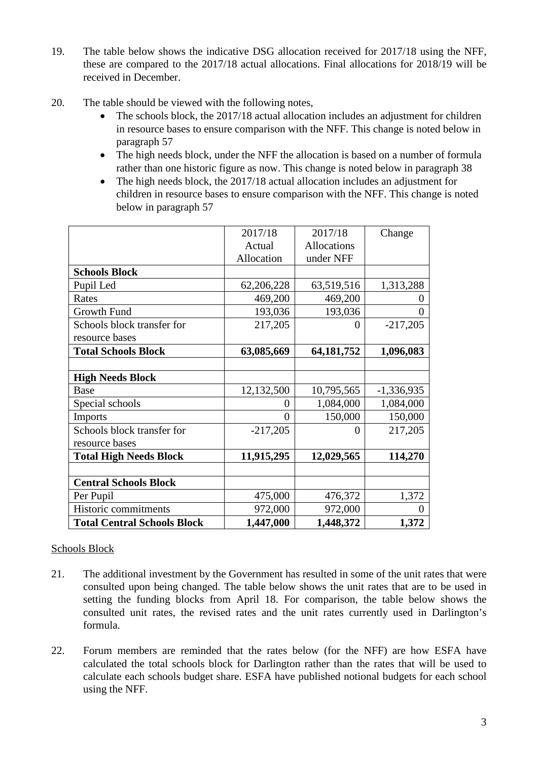19. The table below shows the indicative DSG allocation received for 2017/18 using the NFF, these are compared to the 2017/18 actual allocations. Final allocations for 2018/19 will be received in December.

20. The table should be viewed with the following notes,
    - The schools block, the 2017/18 actual allocation includes an adjustment for children in resource bases to ensure comparison with the NFF. This change is noted below in paragraph 57
    - The high needs block, under the NFF the allocation is based on a number of formula rather than one historic figure as now. This change is noted below in paragraph 38
    - The high needs block, the 2017/18 actual allocation includes an adjustment for children in resource bases to ensure comparison with the NFF. This change is noted below in paragraph 57

| | 2017/18 Actual Allocation | 2017/18 Allocations under NFF | Change |
|---|---|---|---|
| **Schools Block** | | | |
| Pupil Led | 62,206,228 | 63,519,516 | 1,313,288 |
| Rates | 469,200 | 469,200 | 0 |
| Growth Fund | 193,036 | 193,036 | 0 |
| Schools block transfer for resource bases | 217,205 | 0 | -217,205 |
| **Total Schools Block** | **63,085,669** | **64,181,752** | **1,096,083** |
| | | | |
| **High Needs Block** | | | |
| Base | 12,132,500 | 10,795,565 | -1,336,935 |
| Special schools | 0 | 1,084,000 | 1,084,000 |
| Imports | 0 | 150,000 | 150,000 |
| Schools block transfer for resource bases | -217,205 | 0 | 217,205 |
| **Total High Needs Block** | **11,915,295** | **12,029,565** | **114,270** |
| | | | |
| **Central Schools Block** | | | |
| Per Pupil | 475,000 | 476,372 | 1,372 |
| Historic commitments | 972,000 | 972,000 | 0 |
| **Total Central Schools Block** | **1,447,000** | **1,448,372** | **1,372** |

Schools Block

21. The additional investment by the Government has resulted in some of the unit rates that were consulted upon being changed. The table below shows the unit rates that are to be used in setting the funding blocks from April 18. For comparison, the table below shows the consulted unit rates, the revised rates and the unit rates currently used in Darlington's formula.

22. Forum members are reminded that the rates below (for the NFF) are how ESFA have calculated the total schools block for Darlington rather than the rates that will be used to calculate each schools budget share. ESFA have published notional budgets for each school using the NFF.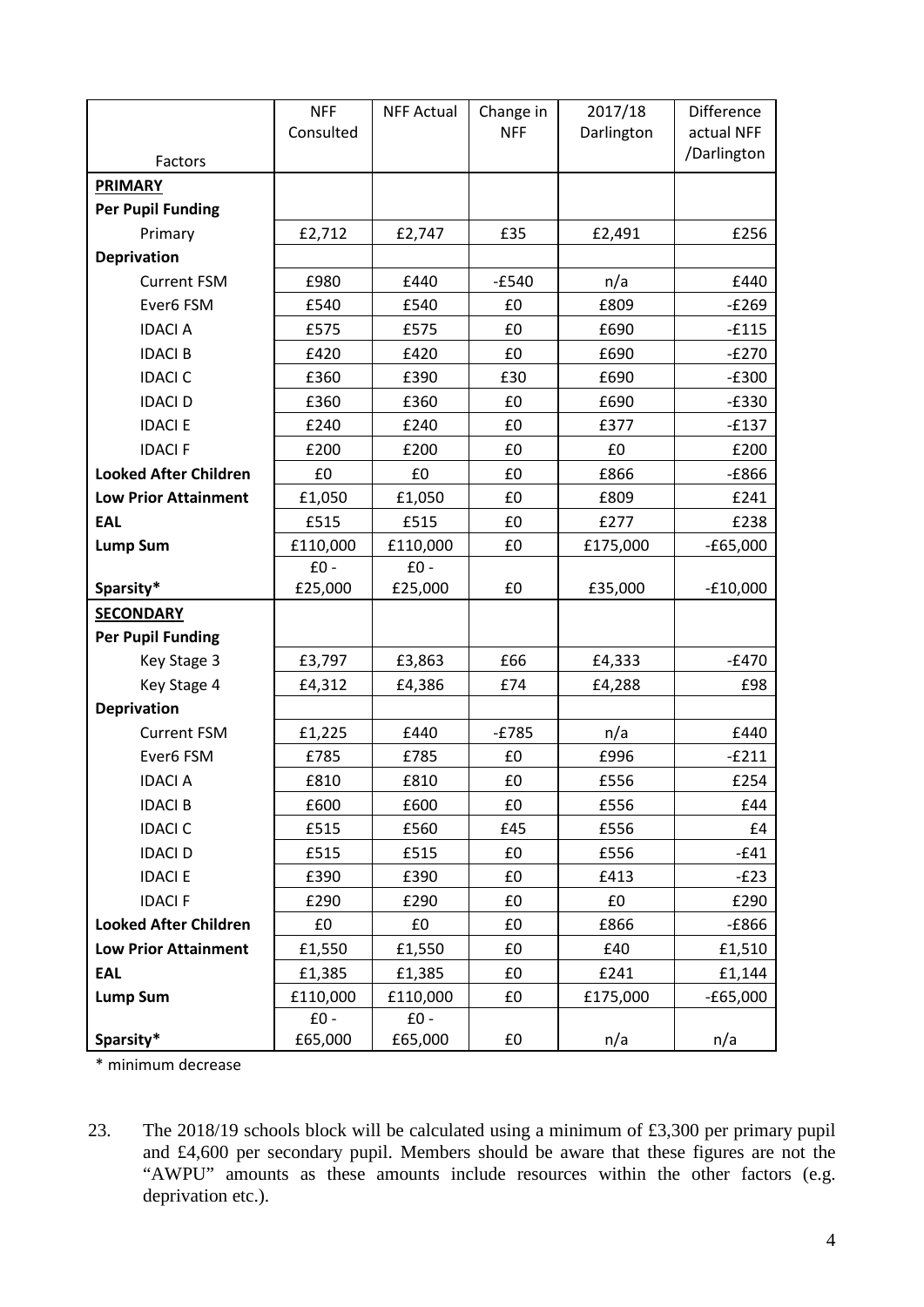| Factors | NFF Consulted | NFF Actual | Change in NFF | 2017/18 Darlington | Difference actual NFF /Darlington |
|---|---|---|---|---|---|
| **PRIMARY** | | | | | |
| **Per Pupil Funding** | | | | | |
| Primary | £2,712 | £2,747 | £35 | £2,491 | £256 |
| **Deprivation** | | | | | |
| Current FSM | £980 | £440 | -£540 | n/a | £440 |
| Ever6 FSM | £540 | £540 | £0 | £809 | -£269 |
| IDACI A | £575 | £575 | £0 | £690 | -£115 |
| IDACI B | £420 | £420 | £0 | £690 | -£270 |
| IDACI C | £360 | £390 | £30 | £690 | -£300 |
| IDACI D | £360 | £360 | £0 | £690 | -£330 |
| IDACI E | £240 | £240 | £0 | £377 | -£137 |
| IDACI F | £200 | £200 | £0 | £0 | £200 |
| **Looked After Children** | £0 | £0 | £0 | £866 | -£866 |
| **Low Prior Attainment** | £1,050 | £1,050 | £0 | £809 | £241 |
| **EAL** | £515 | £515 | £0 | £277 | £238 |
| **Lump Sum** | £110,000 | £110,000 | £0 | £175,000 | -£65,000 |
| **Sparsity*** | £0 - £25,000 | £0 - £25,000 | £0 | £35,000 | -£10,000 |
| **SECONDARY** | | | | | |
| **Per Pupil Funding** | | | | | |
| Key Stage 3 | £3,797 | £3,863 | £66 | £4,333 | -£470 |
| Key Stage 4 | £4,312 | £4,386 | £74 | £4,288 | £98 |
| **Deprivation** | | | | | |
| Current FSM | £1,225 | £440 | -£785 | n/a | £440 |
| Ever6 FSM | £785 | £785 | £0 | £996 | -£211 |
| IDACI A | £810 | £810 | £0 | £556 | £254 |
| IDACI B | £600 | £600 | £0 | £556 | £44 |
| IDACI C | £515 | £560 | £45 | £556 | £4 |
| IDACI D | £515 | £515 | £0 | £556 | -£41 |
| IDACI E | £390 | £390 | £0 | £413 | -£23 |
| IDACI F | £290 | £290 | £0 | £0 | £290 |
| **Looked After Children** | £0 | £0 | £0 | £866 | -£866 |
| **Low Prior Attainment** | £1,550 | £1,550 | £0 | £40 | £1,510 |
| **EAL** | £1,385 | £1,385 | £0 | £241 | £1,144 |
| **Lump Sum** | £110,000 | £110,000 | £0 | £175,000 | -£65,000 |
| **Sparsity*** | £0 - £65,000 | £0 - £65,000 | £0 | n/a | n/a |

* minimum decrease

23. The 2018/19 schools block will be calculated using a minimum of £3,300 per primary pupil and £4,600 per secondary pupil. Members should be aware that these figures are not the "AWPU" amounts as these amounts include resources within the other factors (e.g. deprivation etc.).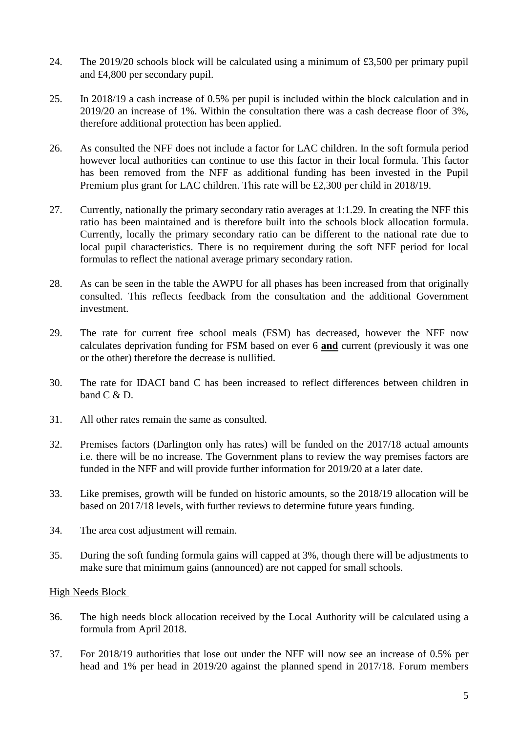24. The 2019/20 schools block will be calculated using a minimum of £3,500 per primary pupil and £4,800 per secondary pupil.

25. In 2018/19 a cash increase of 0.5% per pupil is included within the block calculation and in 2019/20 an increase of 1%. Within the consultation there was a cash decrease floor of 3%, therefore additional protection has been applied.

26. As consulted the NFF does not include a factor for LAC children. In the soft formula period however local authorities can continue to use this factor in their local formula. This factor has been removed from the NFF as additional funding has been invested in the Pupil Premium plus grant for LAC children. This rate will be £2,300 per child in 2018/19.

27. Currently, nationally the primary secondary ratio averages at 1:1.29. In creating the NFF this ratio has been maintained and is therefore built into the schools block allocation formula. Currently, locally the primary secondary ratio can be different to the national rate due to local pupil characteristics. There is no requirement during the soft NFF period for local formulas to reflect the national average primary secondary ration.

28. As can be seen in the table the AWPU for all phases has been increased from that originally consulted. This reflects feedback from the consultation and the additional Government investment.

29. The rate for current free school meals (FSM) has decreased, however the NFF now calculates deprivation funding for FSM based on ever 6 **<u>and</u>** current (previously it was one or the other) therefore the decrease is nullified.

30. The rate for IDACI band C has been increased to reflect differences between children in band C & D.

31. All other rates remain the same as consulted.

32. Premises factors (Darlington only has rates) will be funded on the 2017/18 actual amounts i.e. there will be no increase. The Government plans to review the way premises factors are funded in the NFF and will provide further information for 2019/20 at a later date.

33. Like premises, growth will be funded on historic amounts, so the 2018/19 allocation will be based on 2017/18 levels, with further reviews to determine future years funding.

34. The area cost adjustment will remain.

35. During the soft funding formula gains will capped at 3%, though there will be adjustments to make sure that minimum gains (announced) are not capped for small schools.

<u>High Needs Block</u>

36. The high needs block allocation received by the Local Authority will be calculated using a formula from April 2018.

37. For 2018/19 authorities that lose out under the NFF will now see an increase of 0.5% per head and 1% per head in 2019/20 against the planned spend in 2017/18. Forum members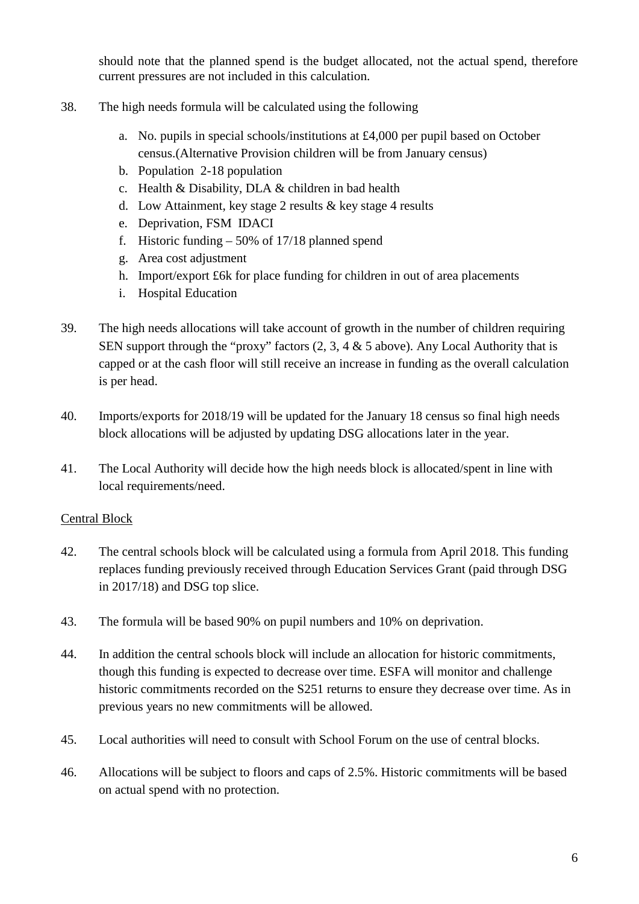should note that the planned spend is the budget allocated, not the actual spend, therefore current pressures are not included in this calculation.

38. The high needs formula will be calculated using the following

    a. No. pupils in special schools/institutions at £4,000 per pupil based on October census.(Alternative Provision children will be from January census)
    b. Population 2-18 population
    c. Health & Disability, DLA & children in bad health
    d. Low Attainment, key stage 2 results & key stage 4 results
    e. Deprivation, FSM IDACI
    f. Historic funding – 50% of 17/18 planned spend
    g. Area cost adjustment
    h. Import/export £6k for place funding for children in out of area placements
    i. Hospital Education

39. The high needs allocations will take account of growth in the number of children requiring SEN support through the “proxy” factors (2, 3, 4 & 5 above). Any Local Authority that is capped or at the cash floor will still receive an increase in funding as the overall calculation is per head.

40. Imports/exports for 2018/19 will be updated for the January 18 census so final high needs block allocations will be adjusted by updating DSG allocations later in the year.

41. The Local Authority will decide how the high needs block is allocated/spent in line with local requirements/need.

<u>Central Block</u>

42. The central schools block will be calculated using a formula from April 2018. This funding replaces funding previously received through Education Services Grant (paid through DSG in 2017/18) and DSG top slice.

43. The formula will be based 90% on pupil numbers and 10% on deprivation.

44. In addition the central schools block will include an allocation for historic commitments, though this funding is expected to decrease over time. ESFA will monitor and challenge historic commitments recorded on the S251 returns to ensure they decrease over time. As in previous years no new commitments will be allowed.

45. Local authorities will need to consult with School Forum on the use of central blocks.

46. Allocations will be subject to floors and caps of 2.5%. Historic commitments will be based on actual spend with no protection.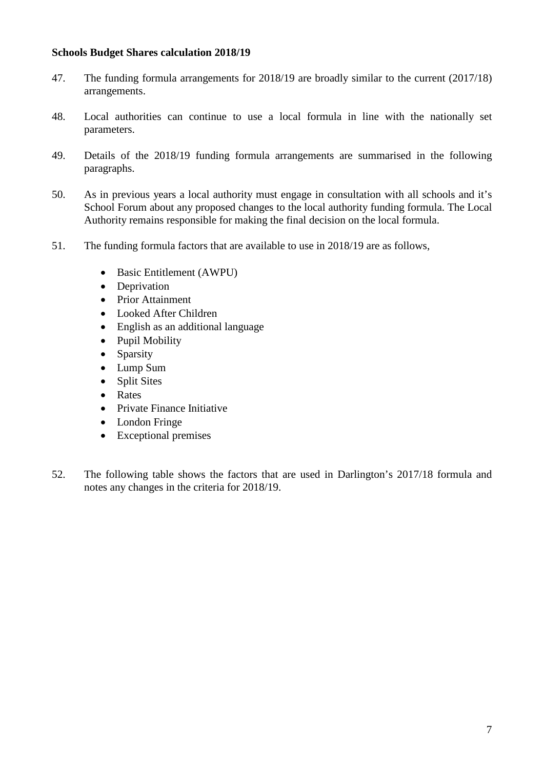**Schools Budget Shares calculation 2018/19**

47. The funding formula arrangements for 2018/19 are broadly similar to the current (2017/18) arrangements.

48. Local authorities can continue to use a local formula in line with the nationally set parameters.

49. Details of the 2018/19 funding formula arrangements are summarised in the following paragraphs.

50. As in previous years a local authority must engage in consultation with all schools and it's School Forum about any proposed changes to the local authority funding formula. The Local Authority remains responsible for making the final decision on the local formula.

51. The funding formula factors that are available to use in 2018/19 are as follows,

- Basic Entitlement (AWPU)
- Deprivation
- Prior Attainment
- Looked After Children
- English as an additional language
- Pupil Mobility
- Sparsity
- Lump Sum
- Split Sites
- Rates
- Private Finance Initiative
- London Fringe
- Exceptional premises

52. The following table shows the factors that are used in Darlington's 2017/18 formula and notes any changes in the criteria for 2018/19.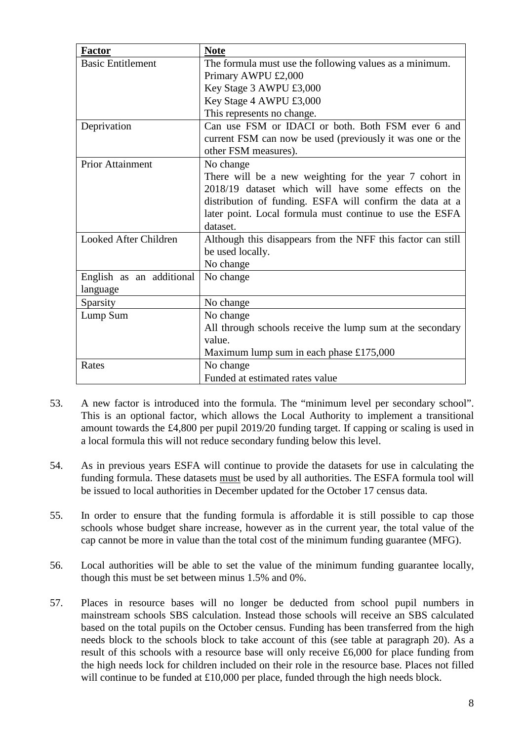| **Factor** | **Note** |
|---|---|
| Basic Entitlement | The formula must use the following values as a minimum.<br>Primary AWPU £2,000<br>Key Stage 3 AWPU £3,000<br>Key Stage 4 AWPU £3,000<br>This represents no change. |
| Deprivation | Can use FSM or IDACI or both. Both FSM ever 6 and current FSM can now be used (previously it was one or the other FSM measures). |
| Prior Attainment | No change<br>There will be a new weighting for the year 7 cohort in 2018/19 dataset which will have some effects on the distribution of funding. ESFA will confirm the data at a later point. Local formula must continue to use the ESFA dataset. |
| Looked After Children | Although this disappears from the NFF this factor can still be used locally.<br>No change |
| English as an additional language | No change |
| Sparsity | No change |
| Lump Sum | No change<br>All through schools receive the lump sum at the secondary value.<br>Maximum lump sum in each phase £175,000 |
| Rates | No change<br>Funded at estimated rates value |

53. A new factor is introduced into the formula. The "minimum level per secondary school". This is an optional factor, which allows the Local Authority to implement a transitional amount towards the £4,800 per pupil 2019/20 funding target. If capping or scaling is used in a local formula this will not reduce secondary funding below this level.

54. As in previous years ESFA will continue to provide the datasets for use in calculating the funding formula. These datasets <u>must</u> be used by all authorities. The ESFA formula tool will be issued to local authorities in December updated for the October 17 census data.

55. In order to ensure that the funding formula is affordable it is still possible to cap those schools whose budget share increase, however as in the current year, the total value of the cap cannot be more in value than the total cost of the minimum funding guarantee (MFG).

56. Local authorities will be able to set the value of the minimum funding guarantee locally, though this must be set between minus 1.5% and 0%.

57. Places in resource bases will no longer be deducted from school pupil numbers in mainstream schools SBS calculation. Instead those schools will receive an SBS calculated based on the total pupils on the October census. Funding has been transferred from the high needs block to the schools block to take account of this (see table at paragraph 20). As a result of this schools with a resource base will only receive £6,000 for place funding from the high needs lock for children included on their role in the resource base. Places not filled will continue to be funded at £10,000 per place, funded through the high needs block.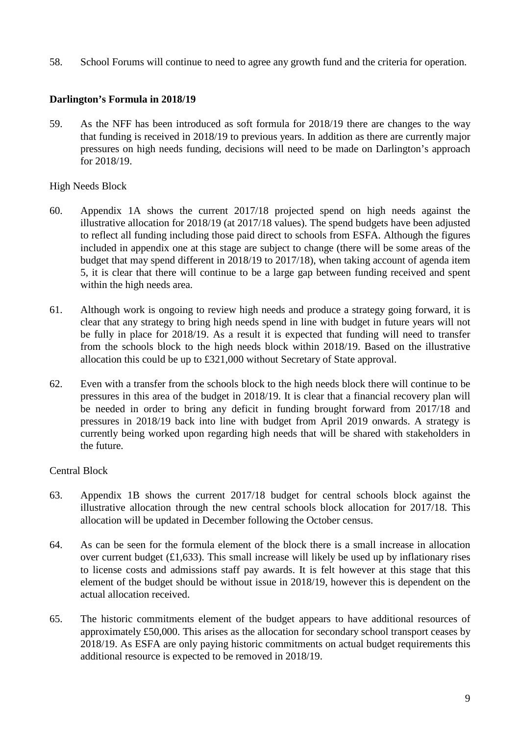58. School Forums will continue to need to agree any growth fund and the criteria for operation.

**Darlington's Formula in 2018/19**

59. As the NFF has been introduced as soft formula for 2018/19 there are changes to the way that funding is received in 2018/19 to previous years. In addition as there are currently major pressures on high needs funding, decisions will need to be made on Darlington's approach for 2018/19.

High Needs Block

60. Appendix 1A shows the current 2017/18 projected spend on high needs against the illustrative allocation for 2018/19 (at 2017/18 values). The spend budgets have been adjusted to reflect all funding including those paid direct to schools from ESFA. Although the figures included in appendix one at this stage are subject to change (there will be some areas of the budget that may spend different in 2018/19 to 2017/18), when taking account of agenda item 5, it is clear that there will continue to be a large gap between funding received and spent within the high needs area.

61. Although work is ongoing to review high needs and produce a strategy going forward, it is clear that any strategy to bring high needs spend in line with budget in future years will not be fully in place for 2018/19. As a result it is expected that funding will need to transfer from the schools block to the high needs block within 2018/19. Based on the illustrative allocation this could be up to £321,000 without Secretary of State approval.

62. Even with a transfer from the schools block to the high needs block there will continue to be pressures in this area of the budget in 2018/19. It is clear that a financial recovery plan will be needed in order to bring any deficit in funding brought forward from 2017/18 and pressures in 2018/19 back into line with budget from April 2019 onwards. A strategy is currently being worked upon regarding high needs that will be shared with stakeholders in the future.

Central Block

63. Appendix 1B shows the current 2017/18 budget for central schools block against the illustrative allocation through the new central schools block allocation for 2017/18. This allocation will be updated in December following the October census.

64. As can be seen for the formula element of the block there is a small increase in allocation over current budget (£1,633). This small increase will likely be used up by inflationary rises to license costs and admissions staff pay awards. It is felt however at this stage that this element of the budget should be without issue in 2018/19, however this is dependent on the actual allocation received.

65. The historic commitments element of the budget appears to have additional resources of approximately £50,000. This arises as the allocation for secondary school transport ceases by 2018/19. As ESFA are only paying historic commitments on actual budget requirements this additional resource is expected to be removed in 2018/19.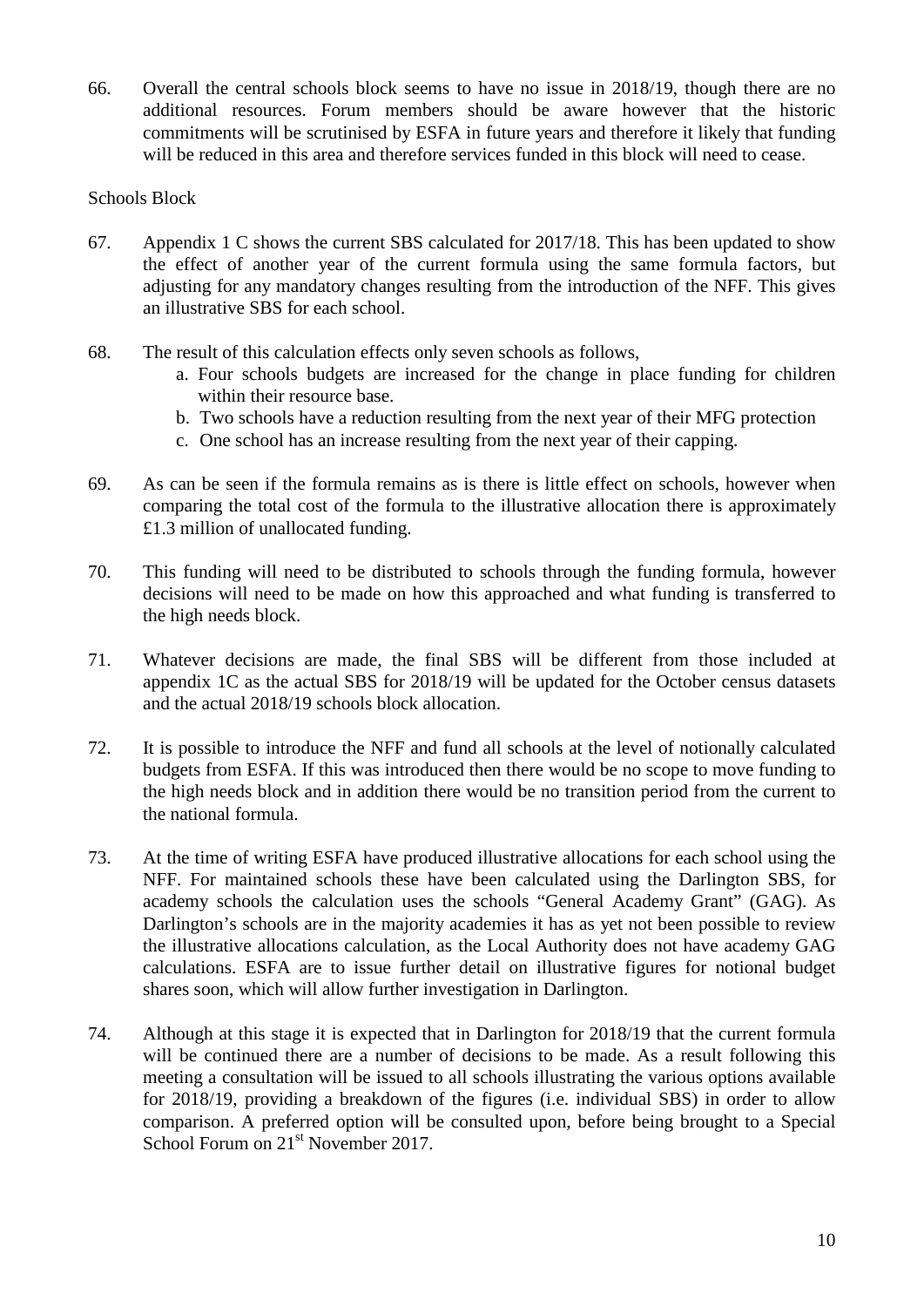66. Overall the central schools block seems to have no issue in 2018/19, though there are no additional resources. Forum members should be aware however that the historic commitments will be scrutinised by ESFA in future years and therefore it likely that funding will be reduced in this area and therefore services funded in this block will need to cease.

Schools Block

67. Appendix 1 C shows the current SBS calculated for 2017/18. This has been updated to show the effect of another year of the current formula using the same formula factors, but adjusting for any mandatory changes resulting from the introduction of the NFF. This gives an illustrative SBS for each school.

68. The result of this calculation effects only seven schools as follows,
    a. Four schools budgets are increased for the change in place funding for children within their resource base.
    b. Two schools have a reduction resulting from the next year of their MFG protection
    c. One school has an increase resulting from the next year of their capping.

69. As can be seen if the formula remains as is there is little effect on schools, however when comparing the total cost of the formula to the illustrative allocation there is approximately £1.3 million of unallocated funding.

70. This funding will need to be distributed to schools through the funding formula, however decisions will need to be made on how this approached and what funding is transferred to the high needs block.

71. Whatever decisions are made, the final SBS will be different from those included at appendix 1C as the actual SBS for 2018/19 will be updated for the October census datasets and the actual 2018/19 schools block allocation.

72. It is possible to introduce the NFF and fund all schools at the level of notionally calculated budgets from ESFA. If this was introduced then there would be no scope to move funding to the high needs block and in addition there would be no transition period from the current to the national formula.

73. At the time of writing ESFA have produced illustrative allocations for each school using the NFF. For maintained schools these have been calculated using the Darlington SBS, for academy schools the calculation uses the schools "General Academy Grant" (GAG). As Darlington's schools are in the majority academies it has as yet not been possible to review the illustrative allocations calculation, as the Local Authority does not have academy GAG calculations. ESFA are to issue further detail on illustrative figures for notional budget shares soon, which will allow further investigation in Darlington.

74. Although at this stage it is expected that in Darlington for 2018/19 that the current formula will be continued there are a number of decisions to be made. As a result following this meeting a consultation will be issued to all schools illustrating the various options available for 2018/19, providing a breakdown of the figures (i.e. individual SBS) in order to allow comparison. A preferred option will be consulted upon, before being brought to a Special School Forum on 21st November 2017.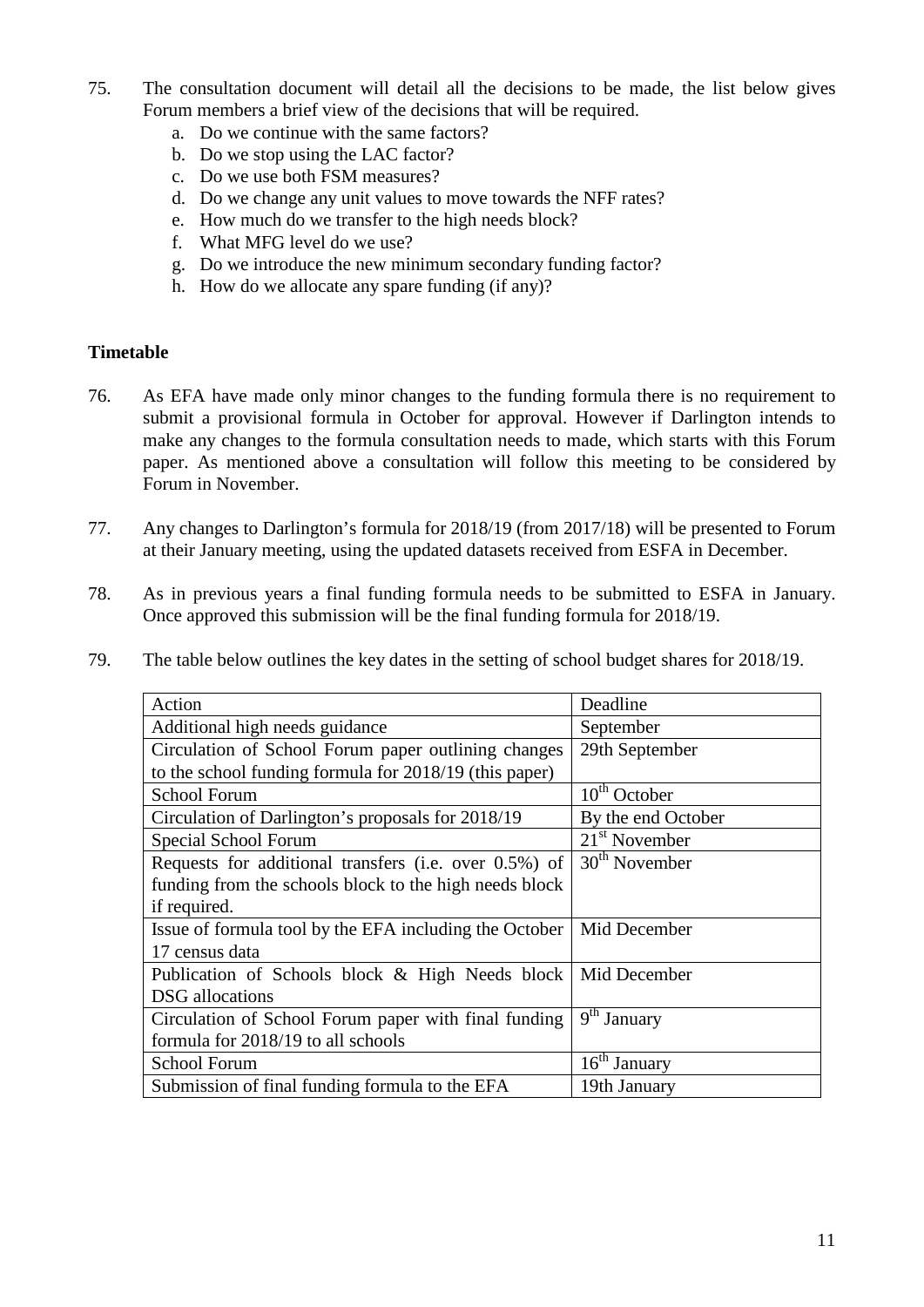75. The consultation document will detail all the decisions to be made, the list below gives Forum members a brief view of the decisions that will be required.
    a. Do we continue with the same factors?
    b. Do we stop using the LAC factor?
    c. Do we use both FSM measures?
    d. Do we change any unit values to move towards the NFF rates?
    e. How much do we transfer to the high needs block?
    f. What MFG level do we use?
    g. Do we introduce the new minimum secondary funding factor?
    h. How do we allocate any spare funding (if any)?

**Timetable**

76. As EFA have made only minor changes to the funding formula there is no requirement to submit a provisional formula in October for approval. However if Darlington intends to make any changes to the formula consultation needs to made, which starts with this Forum paper. As mentioned above a consultation will follow this meeting to be considered by Forum in November.

77. Any changes to Darlington's formula for 2018/19 (from 2017/18) will be presented to Forum at their January meeting, using the updated datasets received from ESFA in December.

78. As in previous years a final funding formula needs to be submitted to ESFA in January. Once approved this submission will be the final funding formula for 2018/19.

79. The table below outlines the key dates in the setting of school budget shares for 2018/19.

| Action | Deadline |
|---|---|
| Additional high needs guidance | September |
| Circulation of School Forum paper outlining changes to the school funding formula for 2018/19 (this paper) | 29th September |
| School Forum | 10th October |
| Circulation of Darlington's proposals for 2018/19 | By the end October |
| Special School Forum | 21st November |
| Requests for additional transfers (i.e. over 0.5%) of funding from the schools block to the high needs block if required. | 30th November |
| Issue of formula tool by the EFA including the October 17 census data | Mid December |
| Publication of Schools block & High Needs block DSG allocations | Mid December |
| Circulation of School Forum paper with final funding formula for 2018/19 to all schools | 9th January |
| School Forum | 16th January |
| Submission of final funding formula to the EFA | 19th January |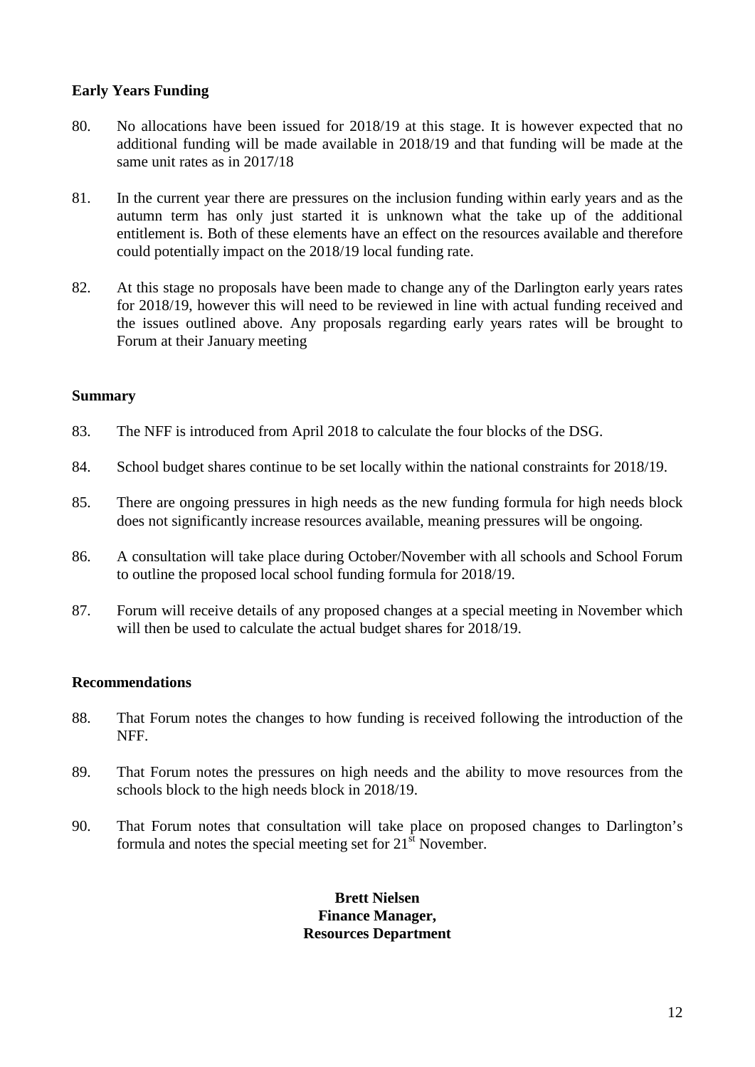**Early Years Funding**

80. No allocations have been issued for 2018/19 at this stage. It is however expected that no additional funding will be made available in 2018/19 and that funding will be made at the same unit rates as in 2017/18

81. In the current year there are pressures on the inclusion funding within early years and as the autumn term has only just started it is unknown what the take up of the additional entitlement is. Both of these elements have an effect on the resources available and therefore could potentially impact on the 2018/19 local funding rate.

82. At this stage no proposals have been made to change any of the Darlington early years rates for 2018/19, however this will need to be reviewed in line with actual funding received and the issues outlined above. Any proposals regarding early years rates will be brought to Forum at their January meeting

**Summary**

83. The NFF is introduced from April 2018 to calculate the four blocks of the DSG.

84. School budget shares continue to be set locally within the national constraints for 2018/19.

85. There are ongoing pressures in high needs as the new funding formula for high needs block does not significantly increase resources available, meaning pressures will be ongoing.

86. A consultation will take place during October/November with all schools and School Forum to outline the proposed local school funding formula for 2018/19.

87. Forum will receive details of any proposed changes at a special meeting in November which will then be used to calculate the actual budget shares for 2018/19.

**Recommendations**

88. That Forum notes the changes to how funding is received following the introduction of the NFF.

89. That Forum notes the pressures on high needs and the ability to move resources from the schools block to the high needs block in 2018/19.

90. That Forum notes that consultation will take place on proposed changes to Darlington's formula and notes the special meeting set for 21st November.

**Brett Nielsen**
**Finance Manager,**
**Resources Department**